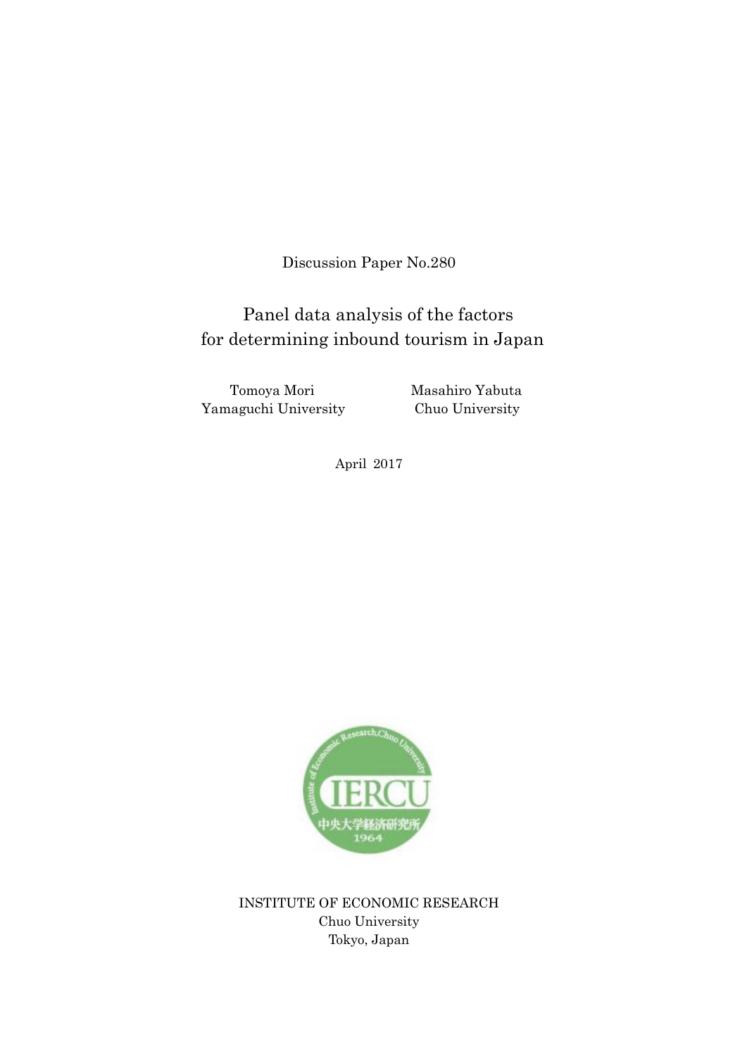Discussion Paper No.280

# Panel data analysis of the factors for determining inbound tourism in Japan

Tomoya Mori
Yamaguchi University

Masahiro Yabuta
Chuo University

April 2017

INSTITUTE OF ECONOMIC RESEARCH
Chuo University
Tokyo, Japan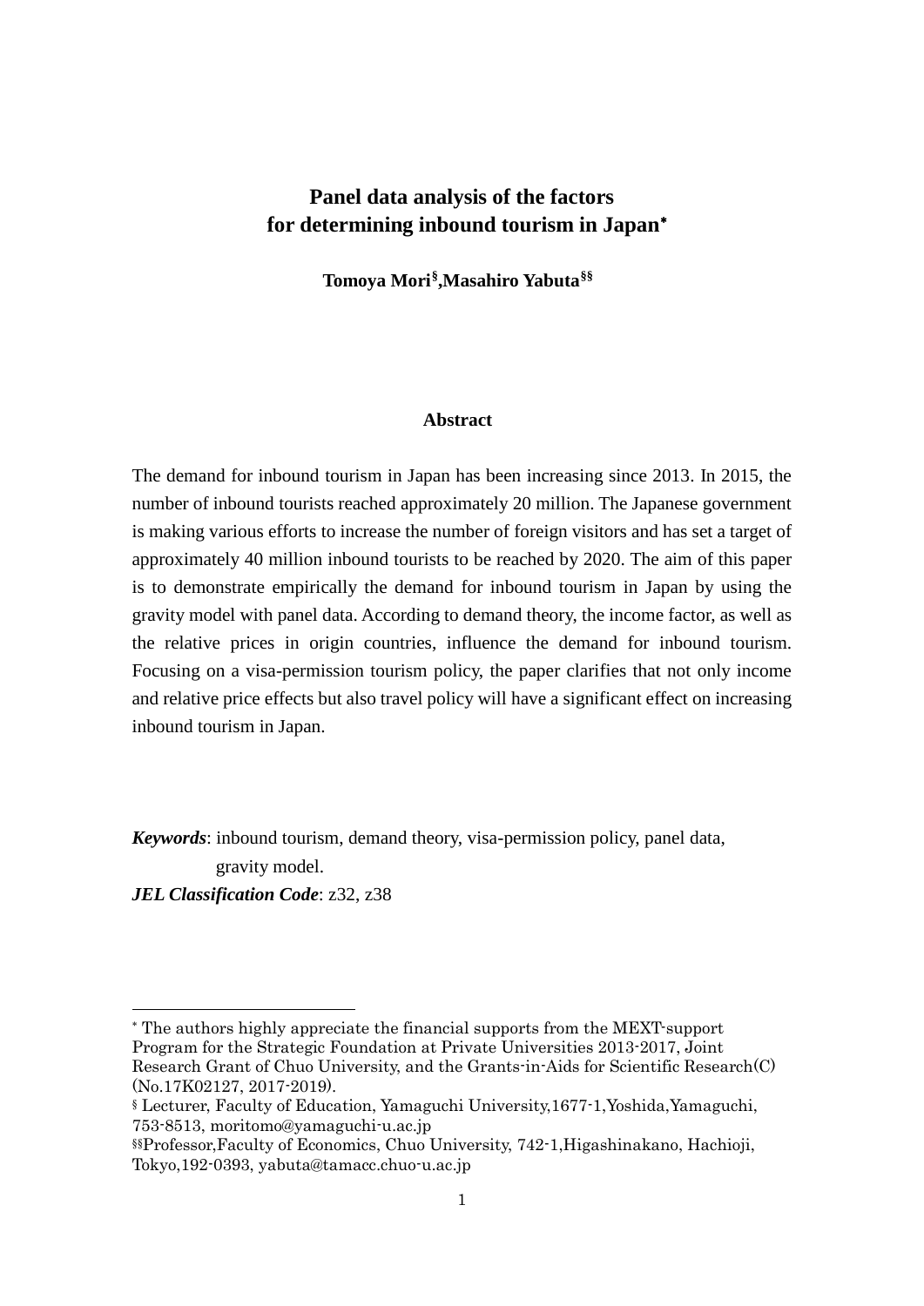# Panel data analysis of the factors for determining inbound tourism in Japan*

**Tomoya Mori§, Masahiro Yabuta§§**

## Abstract

The demand for inbound tourism in Japan has been increasing since 2013. In 2015, the number of inbound tourists reached approximately 20 million. The Japanese government is making various efforts to increase the number of foreign visitors and has set a target of approximately 40 million inbound tourists to be reached by 2020. The aim of this paper is to demonstrate empirically the demand for inbound tourism in Japan by using the gravity model with panel data. According to demand theory, the income factor, as well as the relative prices in origin countries, influence the demand for inbound tourism. Focusing on a visa-permission tourism policy, the paper clarifies that not only income and relative price effects but also travel policy will have a significant effect on increasing inbound tourism in Japan.

***Keywords***: inbound tourism, demand theory, visa-permission policy, panel data, gravity model.

***JEL Classification Code***: z32, z38

---

* The authors highly appreciate the financial supports from the MEXT-support Program for the Strategic Foundation at Private Universities 2013-2017, Joint Research Grant of Chuo University, and the Grants-in-Aids for Scientific Research(C) (No.17K02127, 2017-2019).

§ Lecturer, Faculty of Education, Yamaguchi University,1677-1,Yoshida,Yamaguchi, 753-8513, moritomo@yamaguchi-u.ac.jp

§§Professor,Faculty of Economics, Chuo University, 742-1,Higashinakano, Hachioji, Tokyo,192-0393, yabuta@tamacc.chuo-u.ac.jp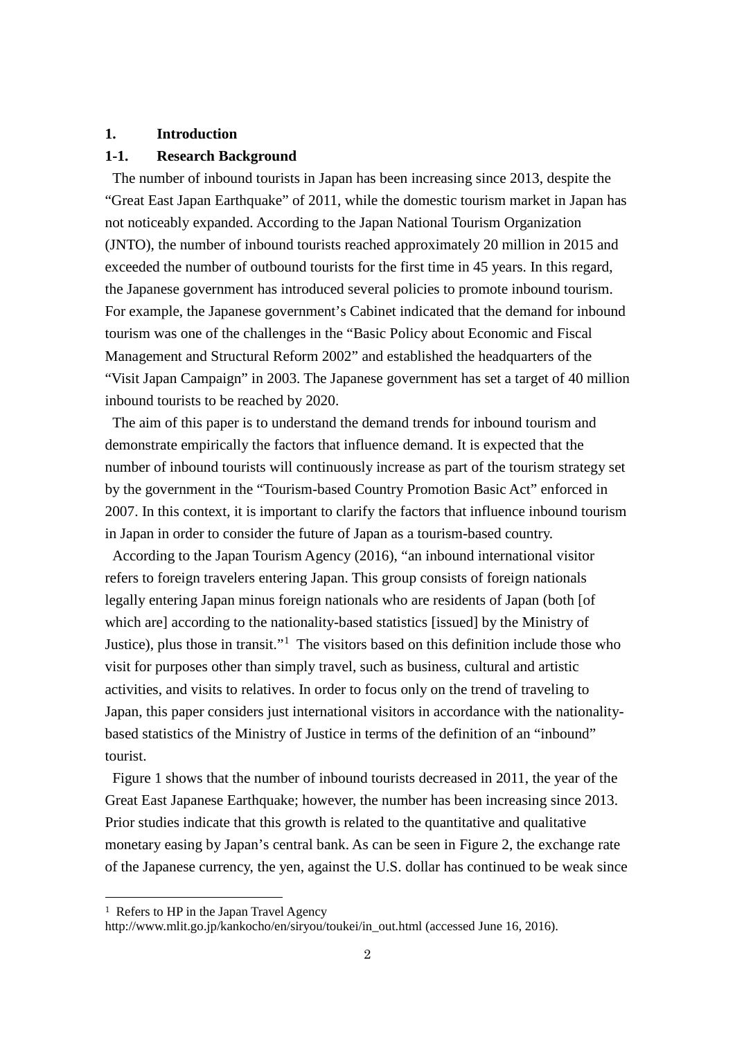# 1. Introduction

## 1-1. Research Background

The number of inbound tourists in Japan has been increasing since 2013, despite the "Great East Japan Earthquake" of 2011, while the domestic tourism market in Japan has not noticeably expanded. According to the Japan National Tourism Organization (JNTO), the number of inbound tourists reached approximately 20 million in 2015 and exceeded the number of outbound tourists for the first time in 45 years. In this regard, the Japanese government has introduced several policies to promote inbound tourism. For example, the Japanese government's Cabinet indicated that the demand for inbound tourism was one of the challenges in the "Basic Policy about Economic and Fiscal Management and Structural Reform 2002" and established the headquarters of the "Visit Japan Campaign" in 2003. The Japanese government has set a target of 40 million inbound tourists to be reached by 2020.

The aim of this paper is to understand the demand trends for inbound tourism and demonstrate empirically the factors that influence demand. It is expected that the number of inbound tourists will continuously increase as part of the tourism strategy set by the government in the "Tourism-based Country Promotion Basic Act" enforced in 2007. In this context, it is important to clarify the factors that influence inbound tourism in Japan in order to consider the future of Japan as a tourism-based country.

According to the Japan Tourism Agency (2016), "an inbound international visitor refers to foreign travelers entering Japan. This group consists of foreign nationals legally entering Japan minus foreign nationals who are residents of Japan (both [of which are] according to the nationality-based statistics [issued] by the Ministry of Justice), plus those in transit."[1] The visitors based on this definition include those who visit for purposes other than simply travel, such as business, cultural and artistic activities, and visits to relatives. In order to focus only on the trend of traveling to Japan, this paper considers just international visitors in accordance with the nationality-based statistics of the Ministry of Justice in terms of the definition of an "inbound" tourist.

Figure 1 shows that the number of inbound tourists decreased in 2011, the year of the Great East Japanese Earthquake; however, the number has been increasing since 2013. Prior studies indicate that this growth is related to the quantitative and qualitative monetary easing by Japan's central bank. As can be seen in Figure 2, the exchange rate of the Japanese currency, the yen, against the U.S. dollar has continued to be weak since

[1] Refers to HP in the Japan Travel Agency http://www.mlit.go.jp/kankocho/en/siryou/toukei/in_out.html (accessed June 16, 2016).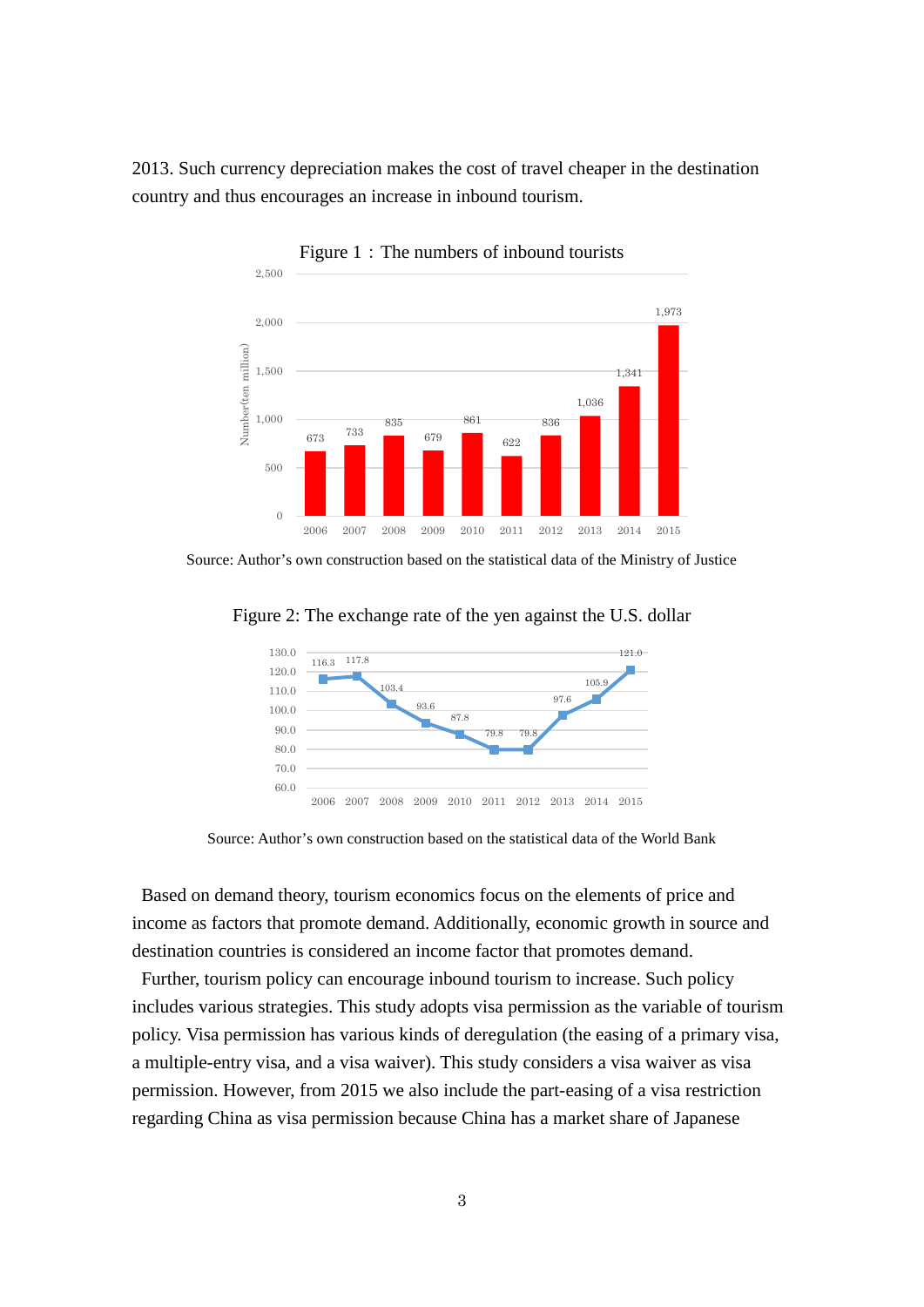2013. Such currency depreciation makes the cost of travel cheaper in the destination country and thus encourages an increase in inbound tourism.

Figure 1 : The numbers of inbound tourists

| Year | Number (ten million) |
|---|---|
| 2006 | 673 |
| 2007 | 733 |
| 2008 | 835 |
| 2009 | 679 |
| 2010 | 861 |
| 2011 | 622 |
| 2012 | 836 |
| 2013 | 1,036 |
| 2014 | 1,341 |
| 2015 | 1,973 |

Source: Author's own construction based on the statistical data of the Ministry of Justice

Figure 2: The exchange rate of the yen against the U.S. dollar

| Year | Exchange rate |
|---|---|
| 2006 | 116.3 |
| 2007 | 117.8 |
| 2008 | 103.4 |
| 2009 | 93.6 |
| 2010 | 87.8 |
| 2011 | 79.8 |
| 2012 | 79.8 |
| 2013 | 97.6 |
| 2014 | 105.9 |
| 2015 | 121.0 |

Source: Author's own construction based on the statistical data of the World Bank

Based on demand theory, tourism economics focus on the elements of price and income as factors that promote demand. Additionally, economic growth in source and destination countries is considered an income factor that promotes demand.

Further, tourism policy can encourage inbound tourism to increase. Such policy includes various strategies. This study adopts visa permission as the variable of tourism policy. Visa permission has various kinds of deregulation (the easing of a primary visa, a multiple-entry visa, and a visa waiver). This study considers a visa waiver as visa permission. However, from 2015 we also include the part-easing of a visa restriction regarding China as visa permission because China has a market share of Japanese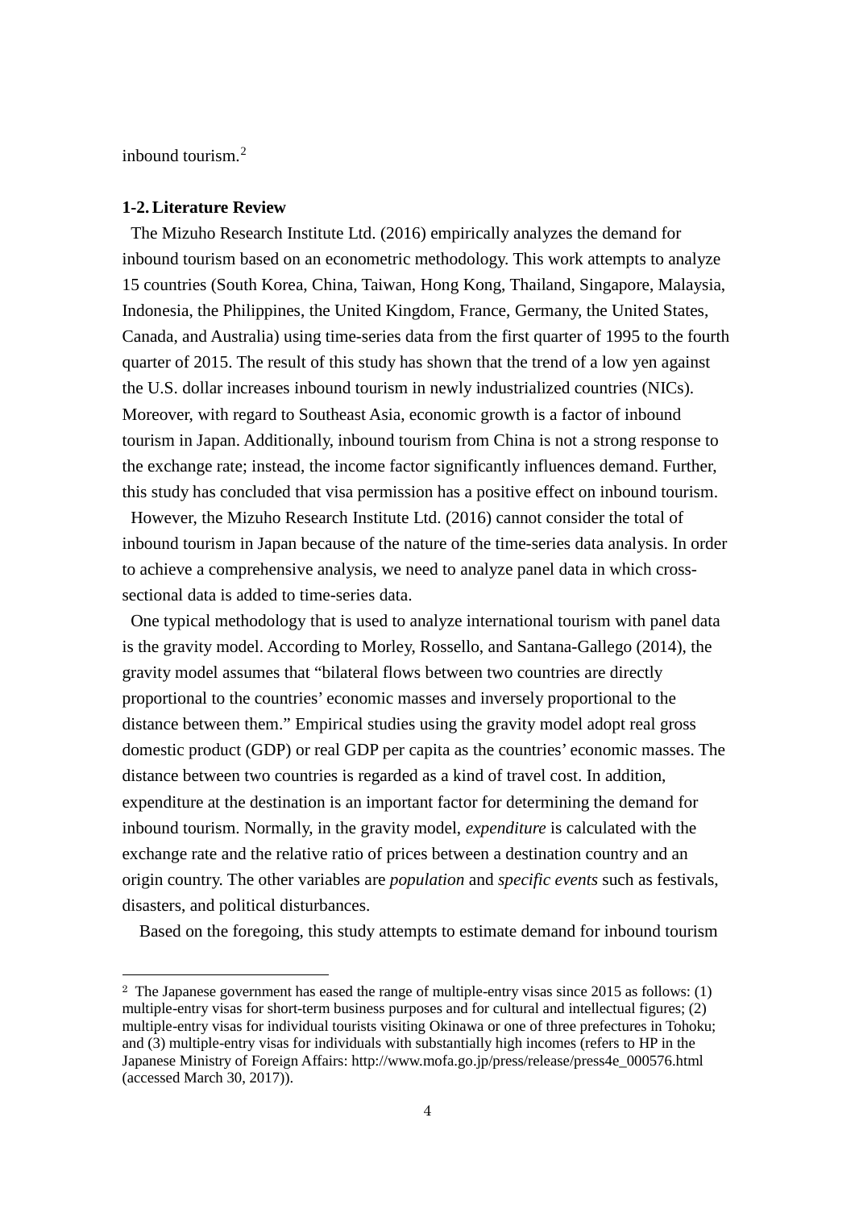inbound tourism.[2]

### 1-2. Literature Review

The Mizuho Research Institute Ltd. (2016) empirically analyzes the demand for inbound tourism based on an econometric methodology. This work attempts to analyze 15 countries (South Korea, China, Taiwan, Hong Kong, Thailand, Singapore, Malaysia, Indonesia, the Philippines, the United Kingdom, France, Germany, the United States, Canada, and Australia) using time-series data from the first quarter of 1995 to the fourth quarter of 2015. The result of this study has shown that the trend of a low yen against the U.S. dollar increases inbound tourism in newly industrialized countries (NICs). Moreover, with regard to Southeast Asia, economic growth is a factor of inbound tourism in Japan. Additionally, inbound tourism from China is not a strong response to the exchange rate; instead, the income factor significantly influences demand. Further, this study has concluded that visa permission has a positive effect on inbound tourism.

However, the Mizuho Research Institute Ltd. (2016) cannot consider the total of inbound tourism in Japan because of the nature of the time-series data analysis. In order to achieve a comprehensive analysis, we need to analyze panel data in which cross-sectional data is added to time-series data.

One typical methodology that is used to analyze international tourism with panel data is the gravity model. According to Morley, Rossello, and Santana-Gallego (2014), the gravity model assumes that "bilateral flows between two countries are directly proportional to the countries' economic masses and inversely proportional to the distance between them." Empirical studies using the gravity model adopt real gross domestic product (GDP) or real GDP per capita as the countries' economic masses. The distance between two countries is regarded as a kind of travel cost. In addition, expenditure at the destination is an important factor for determining the demand for inbound tourism. Normally, in the gravity model, *expenditure* is calculated with the exchange rate and the relative ratio of prices between a destination country and an origin country. The other variables are *population* and *specific events* such as festivals, disasters, and political disturbances.

Based on the foregoing, this study attempts to estimate demand for inbound tourism

---

[2] The Japanese government has eased the range of multiple-entry visas since 2015 as follows: (1) multiple-entry visas for short-term business purposes and for cultural and intellectual figures; (2) multiple-entry visas for individual tourists visiting Okinawa or one of three prefectures in Tohoku; and (3) multiple-entry visas for individuals with substantially high incomes (refers to HP in the Japanese Ministry of Foreign Affairs: http://www.mofa.go.jp/press/release/press4e_000576.html (accessed March 30, 2017)).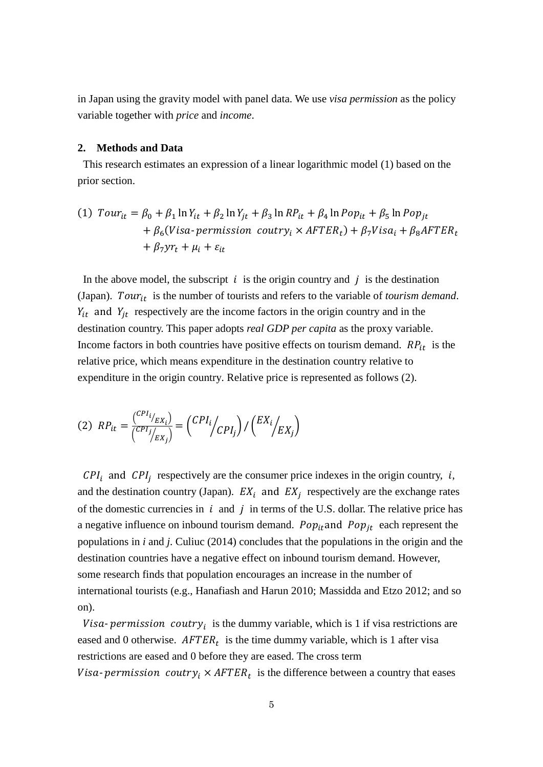in Japan using the gravity model with panel data. We use *visa permission* as the policy variable together with *price* and *income*.

## 2. Methods and Data

This research estimates an expression of a linear logarithmic model (1) based on the prior section.

$$
\begin{aligned}
(1)\ \ Tour_{it} = \beta_0 &+ \beta_1 \ln Y_{it} + \beta_2 \ln Y_{jt} + \beta_3 \ln RP_{it} + \beta_4 \ln Pop_{it} + \beta_5 \ln Pop_{jt} \\
&+ \beta_6 (Visa\text{-}permission\ \ coutry_i \times AFTER_t) + \beta_7 Visa_i + \beta_8 AFTER_t \\
&+ \beta_7 yr_t + \mu_i + \varepsilon_{it}
\end{aligned}
$$

In the above model, the subscript $i$ is the origin country and $j$ is the destination (Japan). $Tour_{it}$ is the number of tourists and refers to the variable of *tourism demand*. $Y_{it}$ and $Y_{jt}$ respectively are the income factors in the origin country and in the destination country. This paper adopts *real GDP per capita* as the proxy variable. Income factors in both countries have positive effects on tourism demand. $RP_{it}$ is the relative price, which means expenditure in the destination country relative to expenditure in the origin country. Relative price is represented as follows (2).

$$
(2)\ \ RP_{it} = \frac{\left(CPI_i/_{EX_i}\right)}{\left(CPI_j/_{EX_j}\right)} = \left(CPI_i/_{CPI_j}\right) / \left(EX_i/_{EX_j}\right)
$$

$CPI_i$ and $CPI_j$ respectively are the consumer price indexes in the origin country, $i$, and the destination country (Japan). $EX_i$ and $EX_j$ respectively are the exchange rates of the domestic currencies in $i$ and $j$ in terms of the U.S. dollar. The relative price has a negative influence on inbound tourism demand. $Pop_{it}$ and $Pop_{jt}$ each represent the populations in *i* and *j*. Culiuc (2014) concludes that the populations in the origin and the destination countries have a negative effect on inbound tourism demand. However, some research finds that population encourages an increase in the number of international tourists (e.g., Hanafiash and Harun 2010; Massidda and Etzo 2012; and so on).

$Visa\text{-}permission\ \ coutry_i$ is the dummy variable, which is 1 if visa restrictions are eased and 0 otherwise. $AFTER_t$ is the time dummy variable, which is 1 after visa restrictions are eased and 0 before they are eased. The cross term $Visa\text{-}permission\ \ coutry_i \times AFTER_t$ is the difference between a country that eases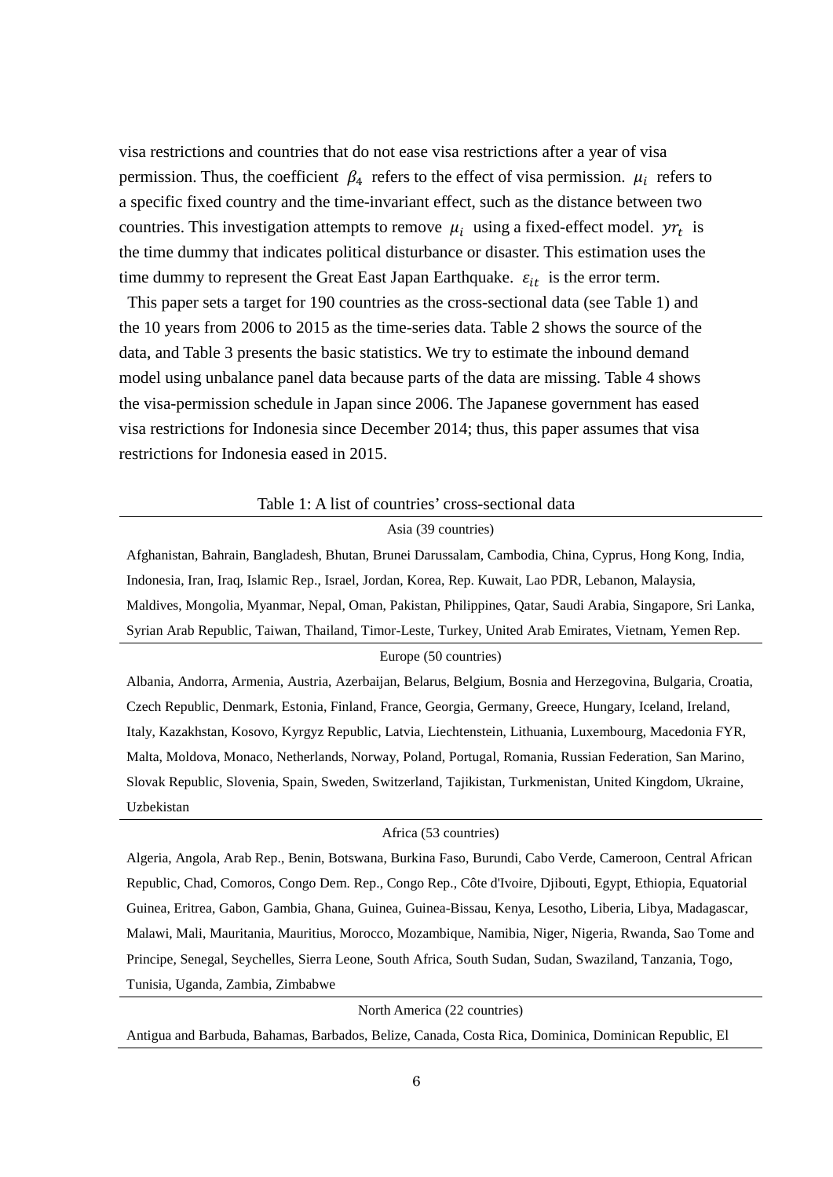visa restrictions and countries that do not ease visa restrictions after a year of visa permission. Thus, the coefficient $\beta_4$ refers to the effect of visa permission. $\mu_i$ refers to a specific fixed country and the time-invariant effect, such as the distance between two countries. This investigation attempts to remove $\mu_i$ using a fixed-effect model. $yr_t$ is the time dummy that indicates political disturbance or disaster. This estimation uses the time dummy to represent the Great East Japan Earthquake. $\varepsilon_{it}$ is the error term.

This paper sets a target for 190 countries as the cross-sectional data (see Table 1) and the 10 years from 2006 to 2015 as the time-series data. Table 2 shows the source of the data, and Table 3 presents the basic statistics. We try to estimate the inbound demand model using unbalance panel data because parts of the data are missing. Table 4 shows the visa-permission schedule in Japan since 2006. The Japanese government has eased visa restrictions for Indonesia since December 2014; thus, this paper assumes that visa restrictions for Indonesia eased in 2015.

Table 1: A list of countries' cross-sectional data

| Asia (39 countries) |
|---|
| Afghanistan, Bahrain, Bangladesh, Bhutan, Brunei Darussalam, Cambodia, China, Cyprus, Hong Kong, India, Indonesia, Iran, Iraq, Islamic Rep., Israel, Jordan, Korea, Rep. Kuwait, Lao PDR, Lebanon, Malaysia, Maldives, Mongolia, Myanmar, Nepal, Oman, Pakistan, Philippines, Qatar, Saudi Arabia, Singapore, Sri Lanka, Syrian Arab Republic, Taiwan, Thailand, Timor-Leste, Turkey, United Arab Emirates, Vietnam, Yemen Rep. |
| Europe (50 countries) |
| Albania, Andorra, Armenia, Austria, Azerbaijan, Belarus, Belgium, Bosnia and Herzegovina, Bulgaria, Croatia, Czech Republic, Denmark, Estonia, Finland, France, Georgia, Germany, Greece, Hungary, Iceland, Ireland, Italy, Kazakhstan, Kosovo, Kyrgyz Republic, Latvia, Liechtenstein, Lithuania, Luxembourg, Macedonia FYR, Malta, Moldova, Monaco, Netherlands, Norway, Poland, Portugal, Romania, Russian Federation, San Marino, Slovak Republic, Slovenia, Spain, Sweden, Switzerland, Tajikistan, Turkmenistan, United Kingdom, Ukraine, Uzbekistan |
| Africa (53 countries) |
| Algeria, Angola, Arab Rep., Benin, Botswana, Burkina Faso, Burundi, Cabo Verde, Cameroon, Central African Republic, Chad, Comoros, Congo Dem. Rep., Congo Rep., Côte d'Ivoire, Djibouti, Egypt, Ethiopia, Equatorial Guinea, Eritrea, Gabon, Gambia, Ghana, Guinea, Guinea-Bissau, Kenya, Lesotho, Liberia, Libya, Madagascar, Malawi, Mali, Mauritania, Mauritius, Morocco, Mozambique, Namibia, Niger, Nigeria, Rwanda, Sao Tome and Principe, Senegal, Seychelles, Sierra Leone, South Africa, South Sudan, Sudan, Swaziland, Tanzania, Togo, Tunisia, Uganda, Zambia, Zimbabwe |
| North America (22 countries) |
| Antigua and Barbuda, Bahamas, Barbados, Belize, Canada, Costa Rica, Dominica, Dominican Republic, El |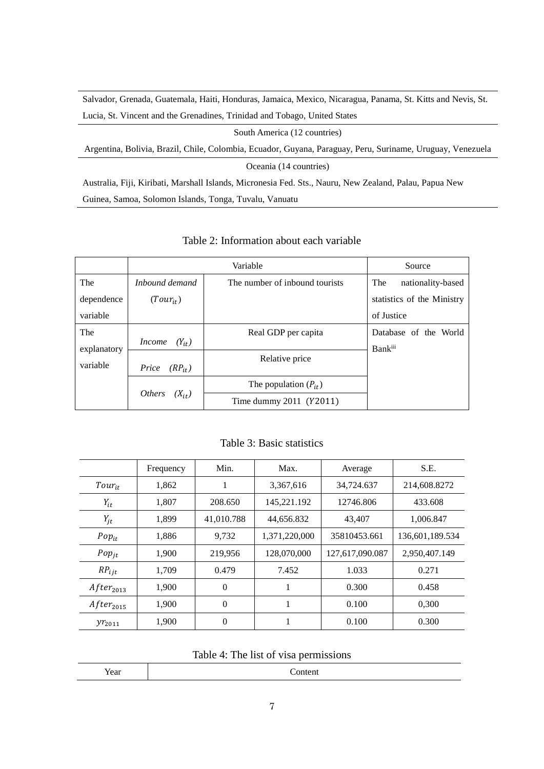| |
|---|
| Salvador, Grenada, Guatemala, Haiti, Honduras, Jamaica, Mexico, Nicaragua, Panama, St. Kitts and Nevis, St. Lucia, St. Vincent and the Grenadines, Trinidad and Tobago, United States |
| South America (12 countries) |
| Argentina, Bolivia, Brazil, Chile, Colombia, Ecuador, Guyana, Paraguay, Peru, Suriname, Uruguay, Venezuela |
| Oceania (14 countries) |
| Australia, Fiji, Kiribati, Marshall Islands, Micronesia Fed. Sts., Nauru, New Zealand, Palau, Papua New Guinea, Samoa, Solomon Islands, Tonga, Tuvalu, Vanuatu |

Table 2: Information about each variable

| | Variable | | Source |
|---|---|---|---|
| The dependence variable | *Inbound demand* ($Tour_{it}$) | The number of inbound tourists | The nationality-based statistics of the Ministry of Justice |
| The explanatory variable | *Income* ($Y_{it}$) | Real GDP per capita | Database of the World Bank[iii] |
| | *Price* ($RP_{it}$) | Relative price | |
| | *Others* ($X_{it}$) | The population ($P_{it}$) | |
| | | Time dummy 2011 ($Y2011$) | |

Table 3: Basic statistics

| | Frequency | Min. | Max. | Average | S.E. |
|---|---|---|---|---|---|
| $Tour_{it}$ | 1,862 | 1 | 3,367,616 | 34,724.637 | 214,608.8272 |
| $Y_{it}$ | 1,807 | 208.650 | 145,221.192 | 12746.806 | 433.608 |
| $Y_{jt}$ | 1,899 | 41,010.788 | 44,656.832 | 43,407 | 1,006.847 |
| $Pop_{it}$ | 1,886 | 9,732 | 1,371,220,000 | 35810453.661 | 136,601,189.534 |
| $Pop_{jt}$ | 1,900 | 219,956 | 128,070,000 | 127,617,090.087 | 2,950,407.149 |
| $RP_{ijt}$ | 1,709 | 0.479 | 7.452 | 1.033 | 0.271 |
| $After_{2013}$ | 1,900 | 0 | 1 | 0.300 | 0.458 |
| $After_{2015}$ | 1,900 | 0 | 1 | 0.100 | 0,300 |
| $yr_{2011}$ | 1,900 | 0 | 1 | 0.100 | 0.300 |

Table 4: The list of visa permissions

| Year | Content |
|---|---|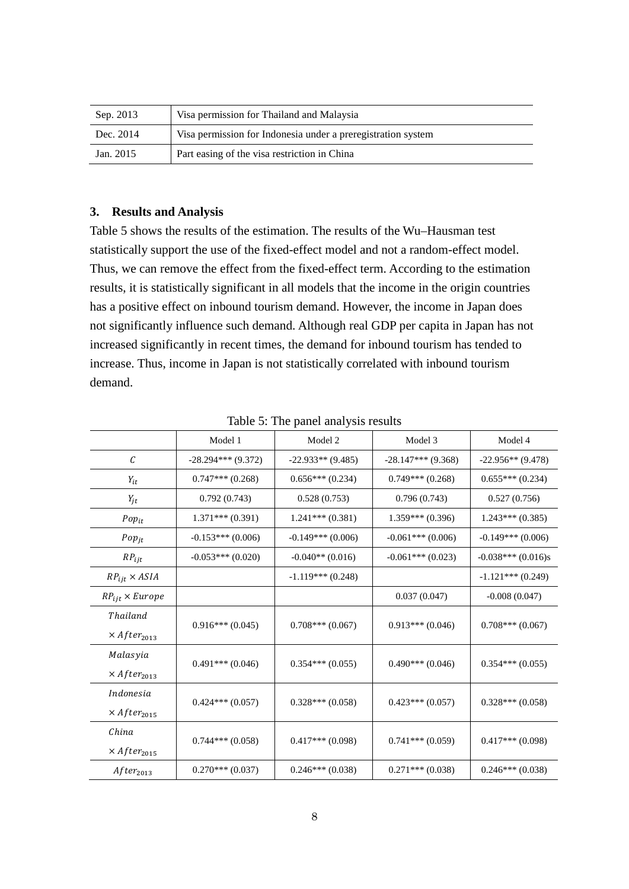| | |
|---|---|
| Sep. 2013 | Visa permission for Thailand and Malaysia |
| Dec. 2014 | Visa permission for Indonesia under a preregistration system |
| Jan. 2015 | Part easing of the visa restriction in China |

### 3. Results and Analysis

Table 5 shows the results of the estimation. The results of the Wu–Hausman test statistically support the use of the fixed-effect model and not a random-effect model. Thus, we can remove the effect from the fixed-effect term. According to the estimation results, it is statistically significant in all models that the income in the origin countries has a positive effect on inbound tourism demand. However, the income in Japan does not significantly influence such demand. Although real GDP per capita in Japan has not increased significantly in recent times, the demand for inbound tourism has tended to increase. Thus, income in Japan is not statistically correlated with inbound tourism demand.

Table 5: The panel analysis results

| | Model 1 | Model 2 | Model 3 | Model 4 |
|---|---|---|---|---|
| $C$ | -28.294*** (9.372) | -22.933** (9.485) | -28.147*** (9.368) | -22.956** (9.478) |
| $Y_{it}$ | 0.747*** (0.268) | 0.656*** (0.234) | 0.749*** (0.268) | 0.655*** (0.234) |
| $Y_{jt}$ | 0.792 (0.743) | 0.528 (0.753) | 0.796 (0.743) | 0.527 (0.756) |
| $Pop_{it}$ | 1.371*** (0.391) | 1.241*** (0.381) | 1.359*** (0.396) | 1.243*** (0.385) |
| $Pop_{jt}$ | -0.153*** (0.006) | -0.149*** (0.006) | -0.061*** (0.006) | -0.149*** (0.006) |
| $RP_{ijt}$ | -0.053*** (0.020) | -0.040** (0.016) | -0.061*** (0.023) | -0.038*** (0.016)s |
| $RP_{ijt} \times ASIA$ | | -1.119*** (0.248) | | -1.121*** (0.249) |
| $RP_{ijt} \times Europe$ | | | 0.037 (0.047) | -0.008 (0.047) |
| $Thailand \times After_{2013}$ | 0.916*** (0.045) | 0.708*** (0.067) | 0.913*** (0.046) | 0.708*** (0.067) |
| $Malasyia \times After_{2013}$ | 0.491*** (0.046) | 0.354*** (0.055) | 0.490*** (0.046) | 0.354*** (0.055) |
| $Indonesia \times After_{2015}$ | 0.424*** (0.057) | 0.328*** (0.058) | 0.423*** (0.057) | 0.328*** (0.058) |
| $China \times After_{2015}$ | 0.744*** (0.058) | 0.417*** (0.098) | 0.741*** (0.059) | 0.417*** (0.098) |
| $After_{2013}$ | 0.270*** (0.037) | 0.246*** (0.038) | 0.271*** (0.038) | 0.246*** (0.038) |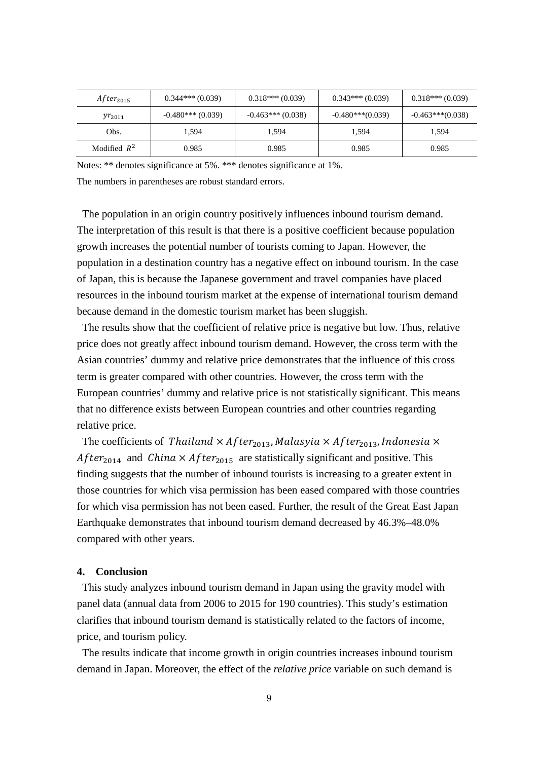| | | | | |
|---|---|---|---|---|
| $After_{2015}$ | 0.344*** (0.039) | 0.318*** (0.039) | 0.343*** (0.039) | 0.318*** (0.039) |
| $yr_{2011}$ | -0.480*** (0.039) | -0.463*** (0.038) | -0.480***(0.039) | -0.463***(0.038) |
| Obs. | 1,594 | 1,594 | 1,594 | 1,594 |
| Modified $R^2$ | 0.985 | 0.985 | 0.985 | 0.985 |

Notes: ** denotes significance at 5%. *** denotes significance at 1%.

The numbers in parentheses are robust standard errors.

The population in an origin country positively influences inbound tourism demand. The interpretation of this result is that there is a positive coefficient because population growth increases the potential number of tourists coming to Japan. However, the population in a destination country has a negative effect on inbound tourism. In the case of Japan, this is because the Japanese government and travel companies have placed resources in the inbound tourism market at the expense of international tourism demand because demand in the domestic tourism market has been sluggish.

The results show that the coefficient of relative price is negative but low. Thus, relative price does not greatly affect inbound tourism demand. However, the cross term with the Asian countries' dummy and relative price demonstrates that the influence of this cross term is greater compared with other countries. However, the cross term with the European countries' dummy and relative price is not statistically significant. This means that no difference exists between European countries and other countries regarding relative price.

The coefficients of $Thailand \times After_{2013}, Malasyia \times After_{2013}, Indonesia \times After_{2014}$ and $China \times After_{2015}$ are statistically significant and positive. This finding suggests that the number of inbound tourists is increasing to a greater extent in those countries for which visa permission has been eased compared with those countries for which visa permission has not been eased. Further, the result of the Great East Japan Earthquake demonstrates that inbound tourism demand decreased by 46.3%–48.0% compared with other years.

## 4. Conclusion

This study analyzes inbound tourism demand in Japan using the gravity model with panel data (annual data from 2006 to 2015 for 190 countries). This study's estimation clarifies that inbound tourism demand is statistically related to the factors of income, price, and tourism policy.

The results indicate that income growth in origin countries increases inbound tourism demand in Japan. Moreover, the effect of the *relative price* variable on such demand is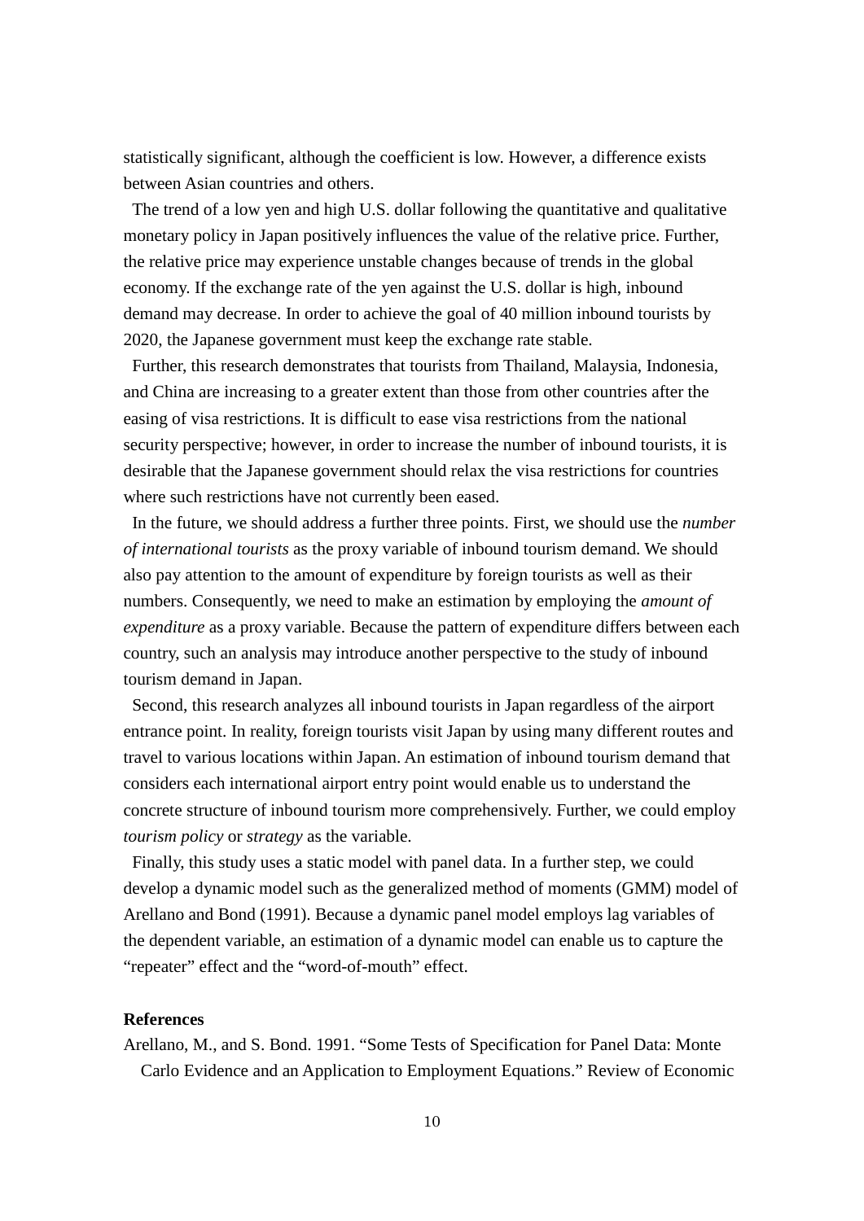statistically significant, although the coefficient is low. However, a difference exists between Asian countries and others.

The trend of a low yen and high U.S. dollar following the quantitative and qualitative monetary policy in Japan positively influences the value of the relative price. Further, the relative price may experience unstable changes because of trends in the global economy. If the exchange rate of the yen against the U.S. dollar is high, inbound demand may decrease. In order to achieve the goal of 40 million inbound tourists by 2020, the Japanese government must keep the exchange rate stable.

Further, this research demonstrates that tourists from Thailand, Malaysia, Indonesia, and China are increasing to a greater extent than those from other countries after the easing of visa restrictions. It is difficult to ease visa restrictions from the national security perspective; however, in order to increase the number of inbound tourists, it is desirable that the Japanese government should relax the visa restrictions for countries where such restrictions have not currently been eased.

In the future, we should address a further three points. First, we should use the *number of international tourists* as the proxy variable of inbound tourism demand. We should also pay attention to the amount of expenditure by foreign tourists as well as their numbers. Consequently, we need to make an estimation by employing the *amount of expenditure* as a proxy variable. Because the pattern of expenditure differs between each country, such an analysis may introduce another perspective to the study of inbound tourism demand in Japan.

Second, this research analyzes all inbound tourists in Japan regardless of the airport entrance point. In reality, foreign tourists visit Japan by using many different routes and travel to various locations within Japan. An estimation of inbound tourism demand that considers each international airport entry point would enable us to understand the concrete structure of inbound tourism more comprehensively. Further, we could employ *tourism policy* or *strategy* as the variable.

Finally, this study uses a static model with panel data. In a further step, we could develop a dynamic model such as the generalized method of moments (GMM) model of Arellano and Bond (1991). Because a dynamic panel model employs lag variables of the dependent variable, an estimation of a dynamic model can enable us to capture the "repeater" effect and the "word-of-mouth" effect.

**References**

Arellano, M., and S. Bond. 1991. "Some Tests of Specification for Panel Data: Monte Carlo Evidence and an Application to Employment Equations." Review of Economic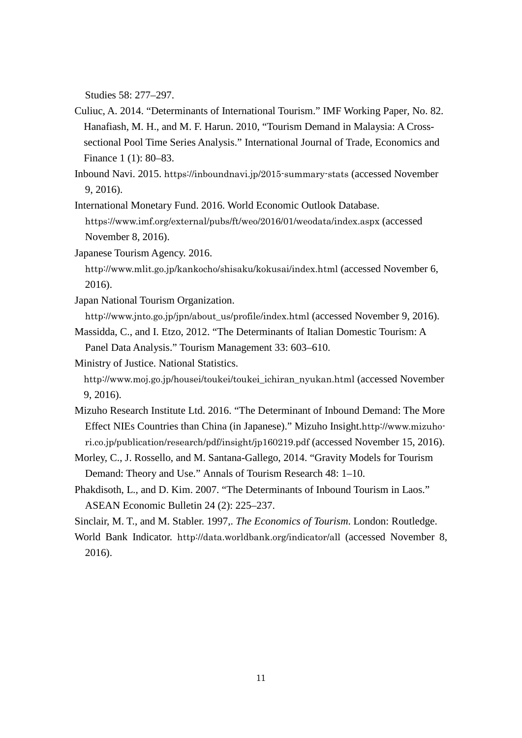Studies 58: 277–297.

Culiuc, A. 2014. “Determinants of International Tourism.” IMF Working Paper, No. 82.

Hanafiash, M. H., and M. F. Harun. 2010, “Tourism Demand in Malaysia: A Cross-sectional Pool Time Series Analysis.” International Journal of Trade, Economics and Finance 1 (1): 80–83.

Inbound Navi. 2015. https://inboundnavi.jp/2015-summary-stats (accessed November 9, 2016).

International Monetary Fund. 2016. World Economic Outlook Database. https://www.imf.org/external/pubs/ft/weo/2016/01/weodata/index.aspx (accessed November 8, 2016).

Japanese Tourism Agency. 2016. http://www.mlit.go.jp/kankocho/shisaku/kokusai/index.html (accessed November 6, 2016).

Japan National Tourism Organization. http://www.jnto.go.jp/jpn/about_us/profile/index.html (accessed November 9, 2016).

Massidda, C., and I. Etzo, 2012. “The Determinants of Italian Domestic Tourism: A Panel Data Analysis.” Tourism Management 33: 603–610.

Ministry of Justice. National Statistics. http://www.moj.go.jp/housei/toukei/toukei_ichiran_nyukan.html (accessed November 9, 2016).

Mizuho Research Institute Ltd. 2016. “The Determinant of Inbound Demand: The More Effect NIEs Countries than China (in Japanese).” Mizuho Insight.http://www.mizuho-ri.co.jp/publication/research/pdf/insight/jp160219.pdf (accessed November 15, 2016).

Morley, C., J. Rossello, and M. Santana-Gallego, 2014. “Gravity Models for Tourism Demand: Theory and Use.” Annals of Tourism Research 48: 1–10.

Phakdisoth, L., and D. Kim. 2007. “The Determinants of Inbound Tourism in Laos.” ASEAN Economic Bulletin 24 (2): 225–237.

Sinclair, M. T., and M. Stabler. 1997,. *The Economics of Tourism*. London: Routledge.

World Bank Indicator. http://data.worldbank.org/indicator/all (accessed November 8, 2016).